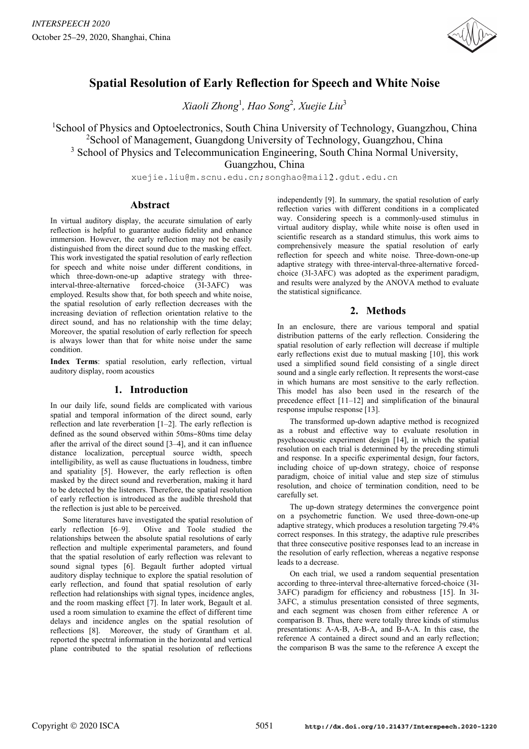# Spatial Resolution of Early Reflection for Speech and White Noise

*Xiaoli Zhong*[1], *Hao Song*[2], *Xuejie Liu*[3]

[1]School of Physics and Optoelectronics, South China University of Technology, Guangzhou, China
[2]School of Management, Guangdong University of Technology, Guangzhou, China
[3] School of Physics and Telecommunication Engineering, South China Normal University, Guangzhou, China

xuejie.liu@m.scnu.edu.cn;songhao@mail2.gdut.edu.cn

## Abstract

In virtual auditory display, the accurate simulation of early reflection is helpful to guarantee audio fidelity and enhance immersion. However, the early reflection may not be easily distinguished from the direct sound due to the masking effect. This work investigated the spatial resolution of early reflection for speech and white noise under different conditions, in which three-down-one-up adaptive strategy with three-interval-three-alternative forced-choice (3I-3AFC) was employed. Results show that, for both speech and white noise, the spatial resolution of early reflection decreases with the increasing deviation of reflection orientation relative to the direct sound, and has no relationship with the time delay; Moreover, the spatial resolution of early reflection for speech is always lower than that for white noise under the same condition.

**Index Terms**: spatial resolution, early reflection, virtual auditory display, room acoustics

## 1. Introduction

In our daily life, sound fields are complicated with various spatial and temporal information of the direct sound, early reflection and late reverberation [1–2]. The early reflection is defined as the sound observed within 50ms−80ms time delay after the arrival of the direct sound [3–4], and it can influence distance localization, perceptual source width, speech intelligibility, as well as cause fluctuations in loudness, timbre and spatiality [5]. However, the early reflection is often masked by the direct sound and reverberation, making it hard to be detected by the listeners. Therefore, the spatial resolution of early reflection is introduced as the audible threshold that the reflection is just able to be perceived.

Some literatures have investigated the spatial resolution of early reflection [6–9]. Olive and Toole studied the relationships between the absolute spatial resolutions of early reflection and multiple experimental parameters, and found that the spatial resolution of early reflection was relevant to sound signal types [6]. Begault further adopted virtual auditory display technique to explore the spatial resolution of early reflection, and found that spatial resolution of early reflection had relationships with signal types, incidence angles, and the room masking effect [7]. In later work, Begault et al. used a room simulation to examine the effect of different time delays and incidence angles on the spatial resolution of reflections [8]. Moreover, the study of Grantham et al. reported the spectral information in the horizontal and vertical plane contributed to the spatial resolution of reflections independently [9]. In summary, the spatial resolution of early reflection varies with different conditions in a complicated way. Considering speech is a commonly-used stimulus in virtual auditory display, while white noise is often used in scientific research as a standard stimulus, this work aims to comprehensively measure the spatial resolution of early reflection for speech and white noise. Three-down-one-up adaptive strategy with three-interval-three-alternative forced-choice (3I-3AFC) was adopted as the experiment paradigm, and results were analyzed by the ANOVA method to evaluate the statistical significance.

## 2. Methods

In an enclosure, there are various temporal and spatial distribution patterns of the early reflection. Considering the spatial resolution of early reflection will decrease if multiple early reflections exist due to mutual masking [10], this work used a simplified sound field consisting of a single direct sound and a single early reflection. It represents the worst-case in which humans are most sensitive to the early reflection. This model has also been used in the research of the precedence effect [11–12] and simplification of the binaural response impulse response [13].

The transformed up-down adaptive method is recognized as a robust and effective way to evaluate resolution in psychoacoustic experiment design [14], in which the spatial resolution on each trial is determined by the preceding stimuli and response. In a specific experimental design, four factors, including choice of up-down strategy, choice of response paradigm, choice of initial value and step size of stimulus resolution, and choice of termination condition, need to be carefully set.

The up-down strategy determines the convergence point on a psychometric function. We used three-down-one-up adaptive strategy, which produces a resolution targeting 79.4% correct responses. In this strategy, the adaptive rule prescribes that three consecutive positive responses lead to an increase in the resolution of early reflection, whereas a negative response leads to a decrease.

On each trial, we used a random sequential presentation according to three-interval three-alternative forced-choice (3I-3AFC) paradigm for efficiency and robustness [15]. In 3I-3AFC, a stimulus presentation consisted of three segments, and each segment was chosen from either reference A or comparison B. Thus, there were totally three kinds of stimulus presentations: A-A-B, A-B-A, and B-A-A. In this case, the reference A contained a direct sound and an early reflection; the comparison B was the same to the reference A except the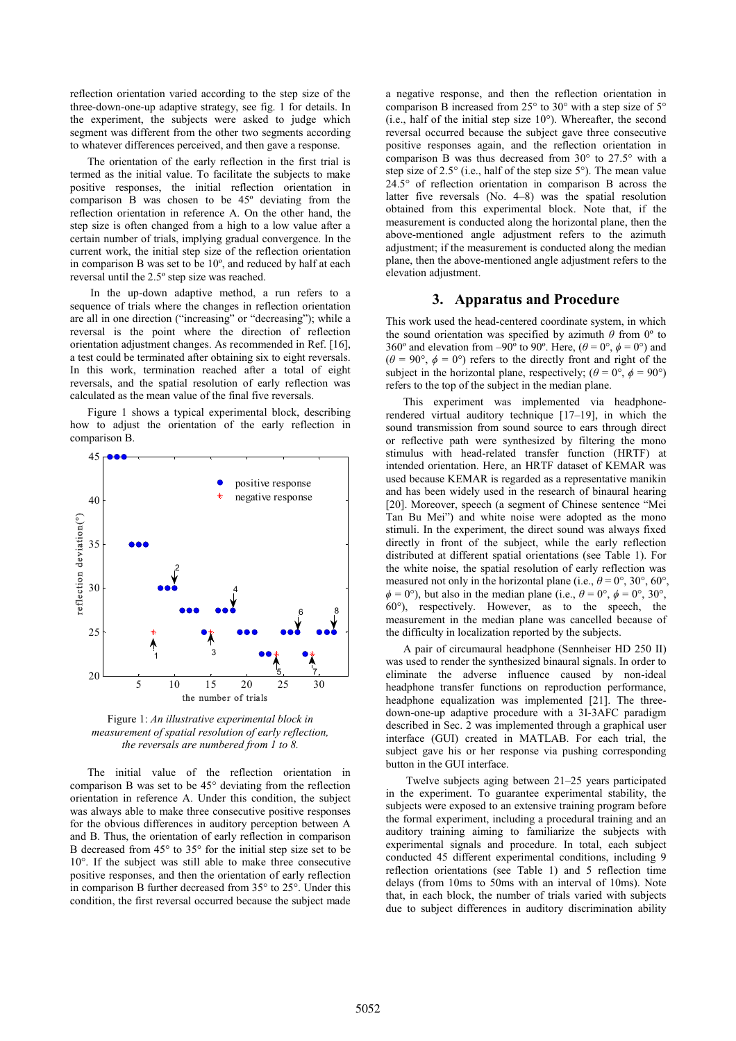reflection orientation varied according to the step size of the three-down-one-up adaptive strategy, see fig. 1 for details. In the experiment, the subjects were asked to judge which segment was different from the other two segments according to whatever differences perceived, and then gave a response.

The orientation of the early reflection in the first trial is termed as the initial value. To facilitate the subjects to make positive responses, the initial reflection orientation in comparison B was chosen to be 45º deviating from the reflection orientation in reference A. On the other hand, the step size is often changed from a high to a low value after a certain number of trials, implying gradual convergence. In the current work, the initial step size of the reflection orientation in comparison B was set to be 10º, and reduced by half at each reversal until the 2.5º step size was reached.

In the up-down adaptive method, a run refers to a sequence of trials where the changes in reflection orientation are all in one direction ("increasing" or "decreasing"); while a reversal is the point where the direction of reflection orientation adjustment changes. As recommended in Ref. [16], a test could be terminated after obtaining six to eight reversals. In this work, termination reached after a total of eight reversals, and the spatial resolution of early reflection was calculated as the mean value of the final five reversals.

Figure 1 shows a typical experimental block, describing how to adjust the orientation of the early reflection in comparison B.

Figure 1: *An illustrative experimental block in measurement of spatial resolution of early reflection, the reversals are numbered from 1 to 8.*

The initial value of the reflection orientation in comparison B was set to be 45° deviating from the reflection orientation in reference A. Under this condition, the subject was always able to make three consecutive positive responses for the obvious differences in auditory perception between A and B. Thus, the orientation of early reflection in comparison B decreased from 45° to 35° for the initial step size set to be 10°. If the subject was still able to make three consecutive positive responses, and then the orientation of early reflection in comparison B further decreased from 35° to 25°. Under this condition, the first reversal occurred because the subject made a negative response, and then the reflection orientation in comparison B increased from 25° to 30° with a step size of 5° (i.e., half of the initial step size 10°). Whereafter, the second reversal occurred because the subject gave three consecutive positive responses again, and the reflection orientation in comparison B was thus decreased from 30° to 27.5° with a step size of 2.5° (i.e., half of the step size 5°). The mean value 24.5° of reflection orientation in comparison B across the latter five reversals (No. 4–8) was the spatial resolution obtained from this experimental block. Note that, if the measurement is conducted along the horizontal plane, then the above-mentioned angle adjustment refers to the azimuth adjustment; if the measurement is conducted along the median plane, then the above-mentioned angle adjustment refers to the elevation adjustment.

## 3. Apparatus and Procedure

This work used the head-centered coordinate system, in which the sound orientation was specified by azimuth $\theta$ from 0º to 360º and elevation from –90º to 90º. Here, ($\theta = 0°$, $\phi = 0°$) and ($\theta = 90°$, $\phi = 0°$) refers to the directly front and right of the subject in the horizontal plane, respectively; ($\theta = 0°$, $\phi = 90°$) refers to the top of the subject in the median plane.

This experiment was implemented via headphone-rendered virtual auditory technique [17–19], in which the sound transmission from sound source to ears through direct or reflective path were synthesized by filtering the mono stimulus with head-related transfer function (HRTF) at intended orientation. Here, an HRTF dataset of KEMAR was used because KEMAR is regarded as a representative manikin and has been widely used in the research of binaural hearing [20]. Moreover, speech (a segment of Chinese sentence "Mei Tan Bu Mei") and white noise were adopted as the mono stimuli. In the experiment, the direct sound was always fixed directly in front of the subject, while the early reflection distributed at different spatial orientations (see Table 1). For the white noise, the spatial resolution of early reflection was measured not only in the horizontal plane (i.e., $\theta = 0°, 30°, 60°$, $\phi = 0°$), but also in the median plane (i.e., $\theta = 0°$, $\phi = 0°, 30°, 60°$), respectively. However, as to the speech, the measurement in the median plane was cancelled because of the difficulty in localization reported by the subjects.

A pair of circumaural headphone (Sennheiser HD 250 II) was used to render the synthesized binaural signals. In order to eliminate the adverse influence caused by non-ideal headphone transfer functions on reproduction performance, headphone equalization was implemented [21]. The three-down-one-up adaptive procedure with a 3I-3AFC paradigm described in Sec. 2 was implemented through a graphical user interface (GUI) created in MATLAB. For each trial, the subject gave his or her response via pushing corresponding button in the GUI interface.

Twelve subjects aging between 21–25 years participated in the experiment. To guarantee experimental stability, the subjects were exposed to an extensive training program before the formal experiment, including a procedural training and an auditory training aiming to familiarize the subjects with experimental signals and procedure. In total, each subject conducted 45 different experimental conditions, including 9 reflection orientations (see Table 1) and 5 reflection time delays (from 10ms to 50ms with an interval of 10ms). Note that, in each block, the number of trials varied with subjects due to subject differences in auditory discrimination ability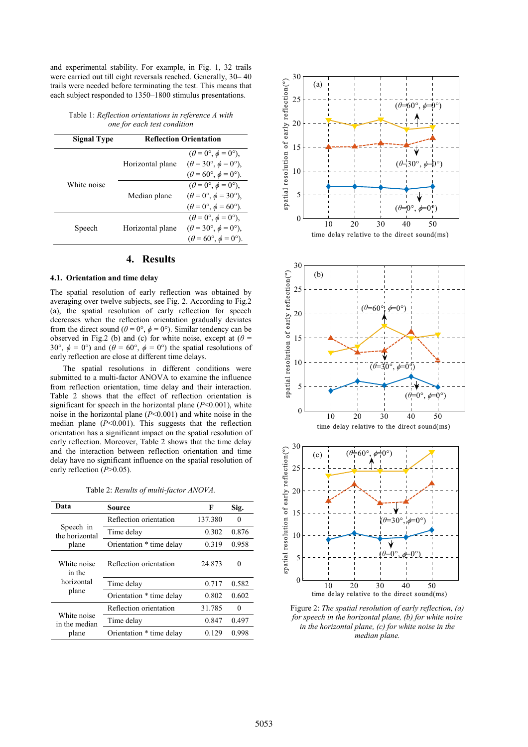and experimental stability. For example, in Fig. 1, 32 trails were carried out till eight reversals reached. Generally, 30– 40 trails were needed before terminating the test. This means that each subject responded to 1350–1800 stimulus presentations.

Table 1: *Reflection orientations in reference A with one for each test condition*

| Signal Type | Reflection Orientation | |
|---|---|---|
| White noise | Horizontal plane | ($\theta = 0°$, $\phi = 0°$), ($\theta = 30°$, $\phi = 0°$), ($\theta = 60°$, $\phi = 0°$). |
| | Median plane | ($\theta = 0°$, $\phi = 0°$), ($\theta = 0°$, $\phi = 30°$), ($\theta = 0°$, $\phi = 60°$). |
| Speech | Horizontal plane | ($\theta = 0°$, $\phi = 0°$), ($\theta = 30°$, $\phi = 0°$), ($\theta = 60°$, $\phi = 0°$). |

## 4. Results

### 4.1. Orientation and time delay

The spatial resolution of early reflection was obtained by averaging over twelve subjects, see Fig. 2. According to Fig.2 (a), the spatial resolution of early reflection for speech decreases when the reflection orientation gradually deviates from the direct sound ($\theta = 0°$, $\phi = 0°$). Similar tendency can be observed in Fig.2 (b) and (c) for white noise, except at ($\theta = 30°$, $\phi = 0°$) and ($\theta = 60°$, $\phi = 0°$) the spatial resolutions of early reflection are close at different time delays.

The spatial resolutions in different conditions were submitted to a multi-factor ANOVA to examine the influence from reflection orientation, time delay and their interaction. Table 2 shows that the effect of reflection orientation is significant for speech in the horizontal plane ($P<0.001$), white noise in the horizontal plane ($P<0.001$) and white noise in the median plane ($P<0.001$). This suggests that the reflection orientation has a significant impact on the spatial resolution of early reflection. Moreover, Table 2 shows that the time delay and the interaction between reflection orientation and time delay have no significant influence on the spatial resolution of early reflection ($P>0.05$).

Table 2: *Results of multi-factor ANOVA.*

| Data | Source | F | Sig. |
|---|---|---|---|
| Speech in the horizontal plane | Reflection orientation | 137.380 | 0 |
| | Time delay | 0.302 | 0.876 |
| | Orientation * time delay | 0.319 | 0.958 |
| White noise in the horizontal plane | Reflection orientation | 24.873 | 0 |
| | Time delay | 0.717 | 0.582 |
| | Orientation * time delay | 0.802 | 0.602 |
| White noise in the median plane | Reflection orientation | 31.785 | 0 |
| | Time delay | 0.847 | 0.497 |
| | Orientation * time delay | 0.129 | 0.998 |

Figure 2: *The spatial resolution of early reflection, (a) for speech in the horizontal plane, (b) for white noise in the horizontal plane, (c) for white noise in the median plane.*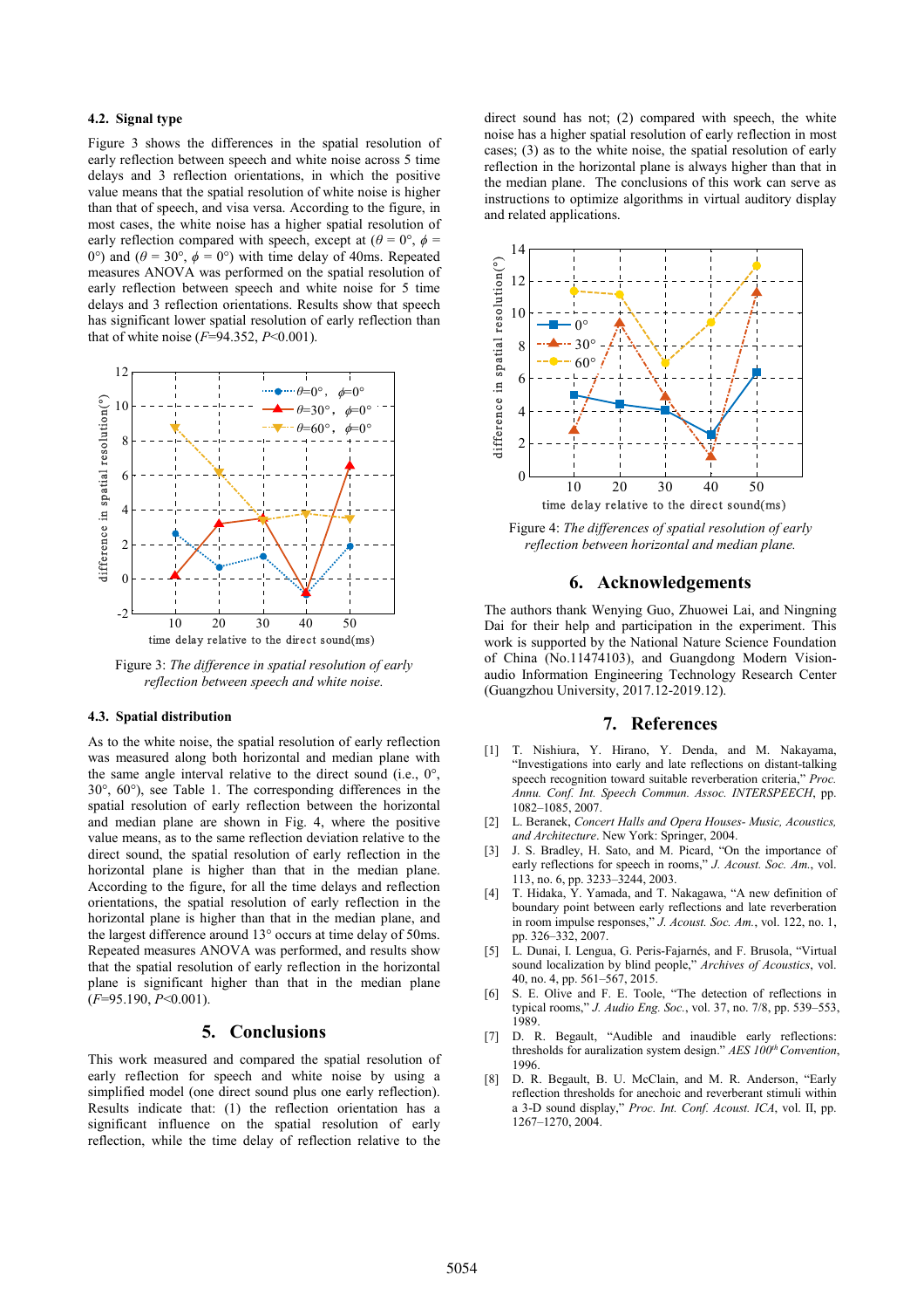### 4.2. Signal type

Figure 3 shows the differences in the spatial resolution of early reflection between speech and white noise across 5 time delays and 3 reflection orientations, in which the positive value means that the spatial resolution of white noise is higher than that of speech, and visa versa. According to the figure, in most cases, the white noise has a higher spatial resolution of early reflection compared with speech, except at ($\theta$ = 0°, $\phi$ = 0°) and ($\theta$ = 30°, $\phi$ = 0°) with time delay of 40ms. Repeated measures ANOVA was performed on the spatial resolution of early reflection between speech and white noise for 5 time delays and 3 reflection orientations. Results show that speech has significant lower spatial resolution of early reflection than that of white noise ($F$=94.352, $P$<0.001).

Figure 3: *The difference in spatial resolution of early reflection between speech and white noise.*

### 4.3. Spatial distribution

As to the white noise, the spatial resolution of early reflection was measured along both horizontal and median plane with the same angle interval relative to the direct sound (i.e., 0°, 30°, 60°), see Table 1. The corresponding differences in the spatial resolution of early reflection between the horizontal and median plane are shown in Fig. 4, where the positive value means, as to the same reflection deviation relative to the direct sound, the spatial resolution of early reflection in the horizontal plane is higher than that in the median plane. According to the figure, for all the time delays and reflection orientations, the spatial resolution of early reflection in the horizontal plane is higher than that in the median plane, and the largest difference around 13° occurs at time delay of 50ms. Repeated measures ANOVA was performed, and results show that the spatial resolution of early reflection in the horizontal plane is significant higher than that in the median plane ($F$=95.190, $P$<0.001).

## 5. Conclusions

This work measured and compared the spatial resolution of early reflection for speech and white noise by using a simplified model (one direct sound plus one early reflection). Results indicate that: (1) the reflection orientation has a significant influence on the spatial resolution of early reflection, while the time delay of reflection relative to the direct sound has not; (2) compared with speech, the white noise has a higher spatial resolution of early reflection in most cases; (3) as to the white noise, the spatial resolution of early reflection in the horizontal plane is always higher than that in the median plane. The conclusions of this work can serve as instructions to optimize algorithms in virtual auditory display and related applications.

Figure 4: *The differences of spatial resolution of early reflection between horizontal and median plane.*

## 6. Acknowledgements

The authors thank Wenying Guo, Zhuowei Lai, and Ningning Dai for their help and participation in the experiment. This work is supported by the National Nature Science Foundation of China (No.11474103), and Guangdong Modern Vision-audio Information Engineering Technology Research Center (Guangzhou University, 2017.12-2019.12).

## 7. References

[1] T. Nishiura, Y. Hirano, Y. Denda, and M. Nakayama, "Investigations into early and late reflections on distant-talking speech recognition toward suitable reverberation criteria," *Proc. Annu. Conf. Int. Speech Commun. Assoc. INTERSPEECH*, pp. 1082–1085, 2007.

[2] L. Beranek, *Concert Halls and Opera Houses- Music, Acoustics, and Architecture*. New York: Springer, 2004.

[3] J. S. Bradley, H. Sato, and M. Picard, "On the importance of early reflections for speech in rooms," *J. Acoust. Soc. Am.*, vol. 113, no. 6, pp. 3233–3244, 2003.

[4] T. Hidaka, Y. Yamada, and T. Nakagawa, "A new definition of boundary point between early reflections and late reverberation in room impulse responses," *J. Acoust. Soc. Am.*, vol. 122, no. 1, pp. 326–332, 2007.

[5] L. Dunai, I. Lengua, G. Peris-Fajarnés, and F. Brusola, "Virtual sound localization by blind people," *Archives of Acoustics*, vol. 40, no. 4, pp. 561–567, 2015.

[6] S. E. Olive and F. E. Toole, "The detection of reflections in typical rooms," *J. Audio Eng. Soc.*, vol. 37, no. 7/8, pp. 539–553, 1989.

[7] D. R. Begault, "Audible and inaudible early reflections: thresholds for auralization system design." *AES 100th Convention*, 1996.

[8] D. R. Begault, B. U. McClain, and M. R. Anderson, "Early reflection thresholds for anechoic and reverberant stimuli within a 3-D sound display," *Proc. Int. Conf. Acoust. ICA*, vol. II, pp. 1267–1270, 2004.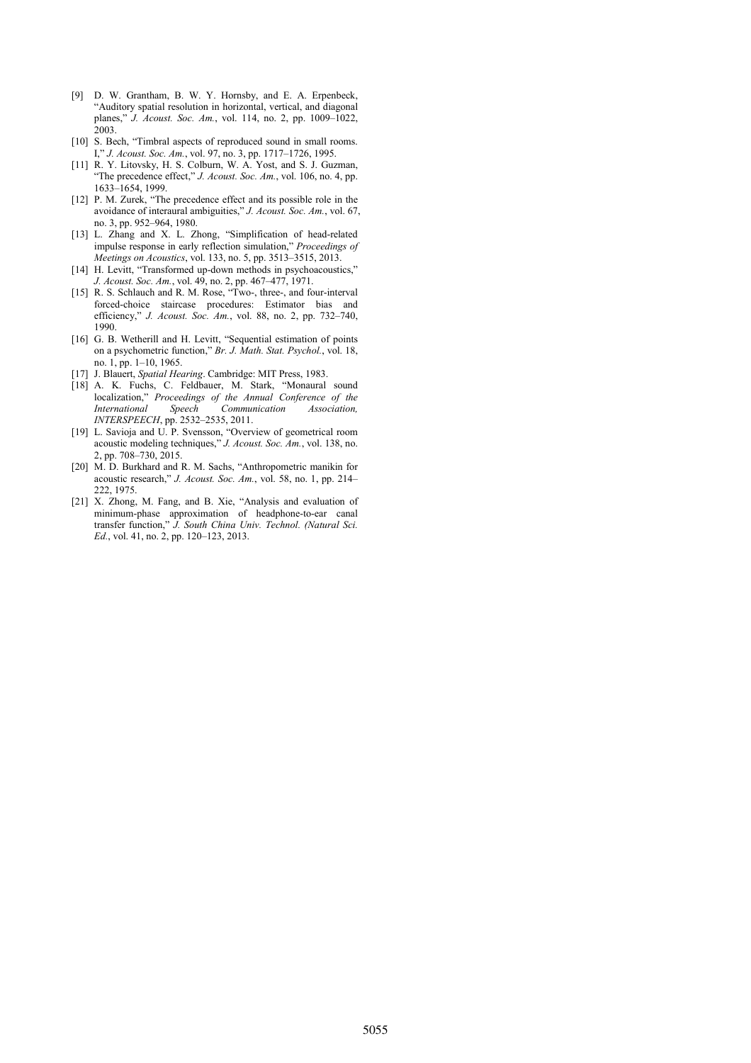[9] D. W. Grantham, B. W. Y. Hornsby, and E. A. Erpenbeck, "Auditory spatial resolution in horizontal, vertical, and diagonal planes," *J. Acoust. Soc. Am.*, vol. 114, no. 2, pp. 1009–1022, 2003.

[10] S. Bech, "Timbral aspects of reproduced sound in small rooms. I," *J. Acoust. Soc. Am.*, vol. 97, no. 3, pp. 1717–1726, 1995.

[11] R. Y. Litovsky, H. S. Colburn, W. A. Yost, and S. J. Guzman, "The precedence effect," *J. Acoust. Soc. Am.*, vol. 106, no. 4, pp. 1633–1654, 1999.

[12] P. M. Zurek, "The precedence effect and its possible role in the avoidance of interaural ambiguities," *J. Acoust. Soc. Am.*, vol. 67, no. 3, pp. 952–964, 1980.

[13] L. Zhang and X. L. Zhong, "Simplification of head-related impulse response in early reflection simulation," *Proceedings of Meetings on Acoustics*, vol. 133, no. 5, pp. 3513–3515, 2013.

[14] H. Levitt, "Transformed up-down methods in psychoacoustics," *J. Acoust. Soc. Am.*, vol. 49, no. 2, pp. 467–477, 1971.

[15] R. S. Schlauch and R. M. Rose, "Two-, three-, and four-interval forced-choice staircase procedures: Estimator bias and efficiency," *J. Acoust. Soc. Am.*, vol. 88, no. 2, pp. 732–740, 1990.

[16] G. B. Wetherill and H. Levitt, "Sequential estimation of points on a psychometric function," *Br. J. Math. Stat. Psychol.*, vol. 18, no. 1, pp. 1–10, 1965.

[17] J. Blauert, *Spatial Hearing*. Cambridge: MIT Press, 1983.

[18] A. K. Fuchs, C. Feldbauer, M. Stark, "Monaural sound localization," *Proceedings of the Annual Conference of the International Speech Communication Association, INTERSPEECH*, pp. 2532–2535, 2011.

[19] L. Savioja and U. P. Svensson, "Overview of geometrical room acoustic modeling techniques," *J. Acoust. Soc. Am.*, vol. 138, no. 2, pp. 708–730, 2015.

[20] M. D. Burkhard and R. M. Sachs, "Anthropometric manikin for acoustic research," *J. Acoust. Soc. Am.*, vol. 58, no. 1, pp. 214–222, 1975.

[21] X. Zhong, M. Fang, and B. Xie, "Analysis and evaluation of minimum-phase approximation of headphone-to-ear canal transfer function," *J. South China Univ. Technol. (Natural Sci. Ed.*, vol. 41, no. 2, pp. 120–123, 2013.